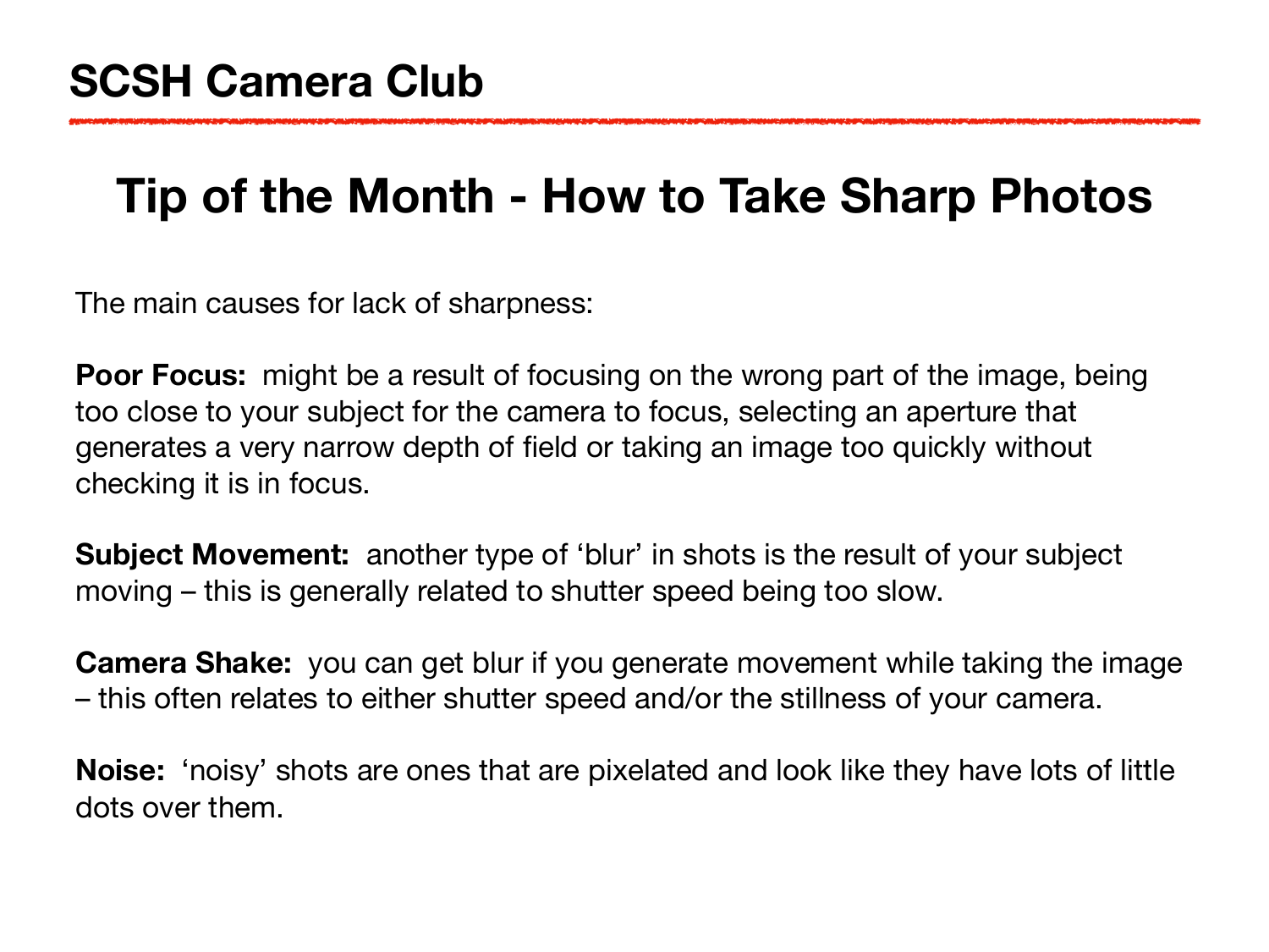# SCSH Camera Club

## Tip of the Month - How to Take Sharp Photos

The main causes for lack of sharpness:

**Poor Focus:** might be a result of focusing on the wrong part of the image, being too close to your subject for the camera to focus, selecting an aperture that generates a very narrow depth of field or taking an image too quickly without checking it is in focus.

**Subject Movement:** another type of 'blur' in shots is the result of your subject moving – this is generally related to shutter speed being too slow.

**Camera Shake:** you can get blur if you generate movement while taking the image – this often relates to either shutter speed and/or the stillness of your camera.

**Noise:** 'noisy' shots are ones that are pixelated and look like they have lots of little dots over them.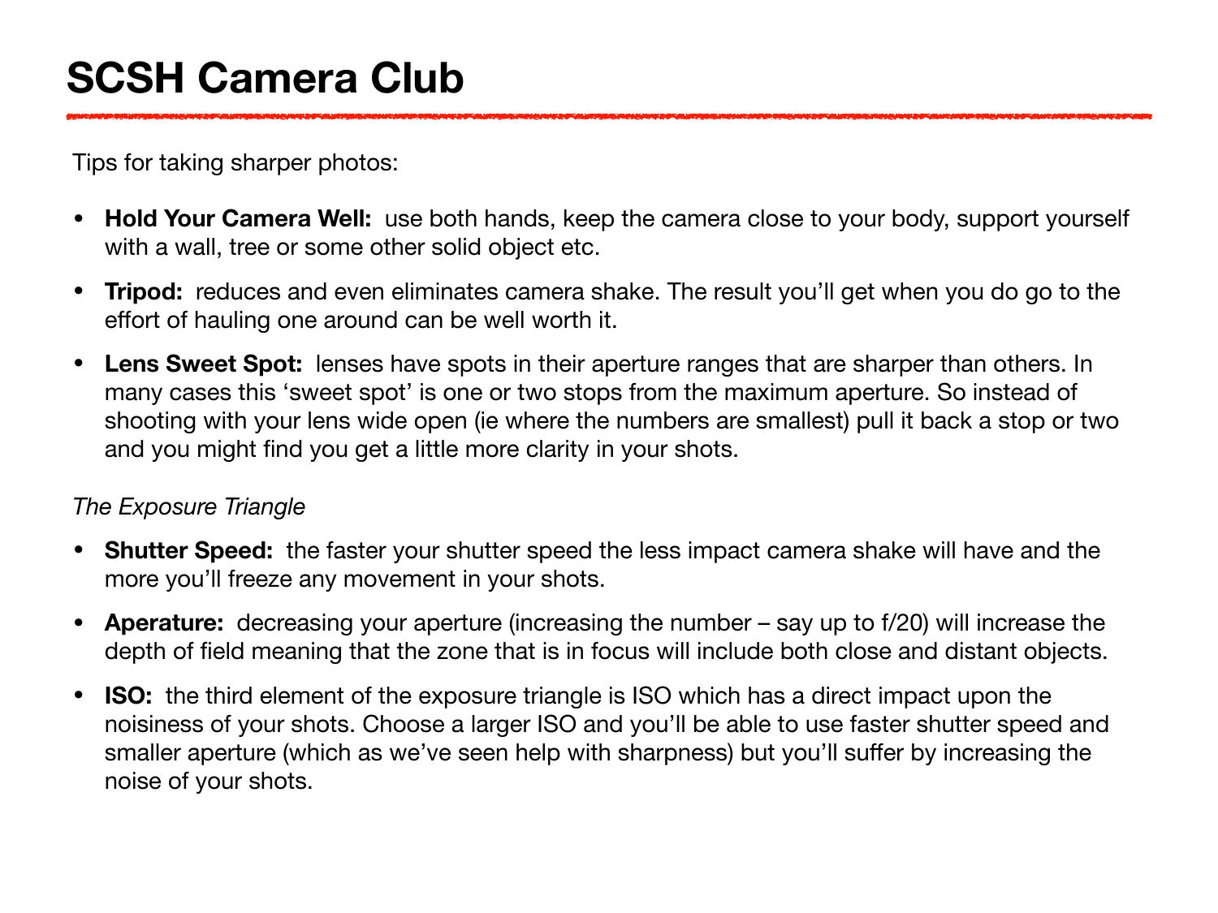# SCSH Camera Club

Tips for taking sharper photos:

- **Hold Your Camera Well:** use both hands, keep the camera close to your body, support yourself with a wall, tree or some other solid object etc.
- **Tripod:** reduces and even eliminates camera shake. The result you'll get when you do go to the effort of hauling one around can be well worth it.
- **Lens Sweet Spot:** lenses have spots in their aperture ranges that are sharper than others. In many cases this 'sweet spot' is one or two stops from the maximum aperture. So instead of shooting with your lens wide open (ie where the numbers are smallest) pull it back a stop or two and you might find you get a little more clarity in your shots.

*The Exposure Triangle*

- **Shutter Speed:** the faster your shutter speed the less impact camera shake will have and the more you'll freeze any movement in your shots.
- **Aperature:** decreasing your aperture (increasing the number – say up to f/20) will increase the depth of field meaning that the zone that is in focus will include both close and distant objects.
- **ISO:** the third element of the exposure triangle is ISO which has a direct impact upon the noisiness of your shots. Choose a larger ISO and you'll be able to use faster shutter speed and smaller aperture (which as we've seen help with sharpness) but you'll suffer by increasing the noise of your shots.